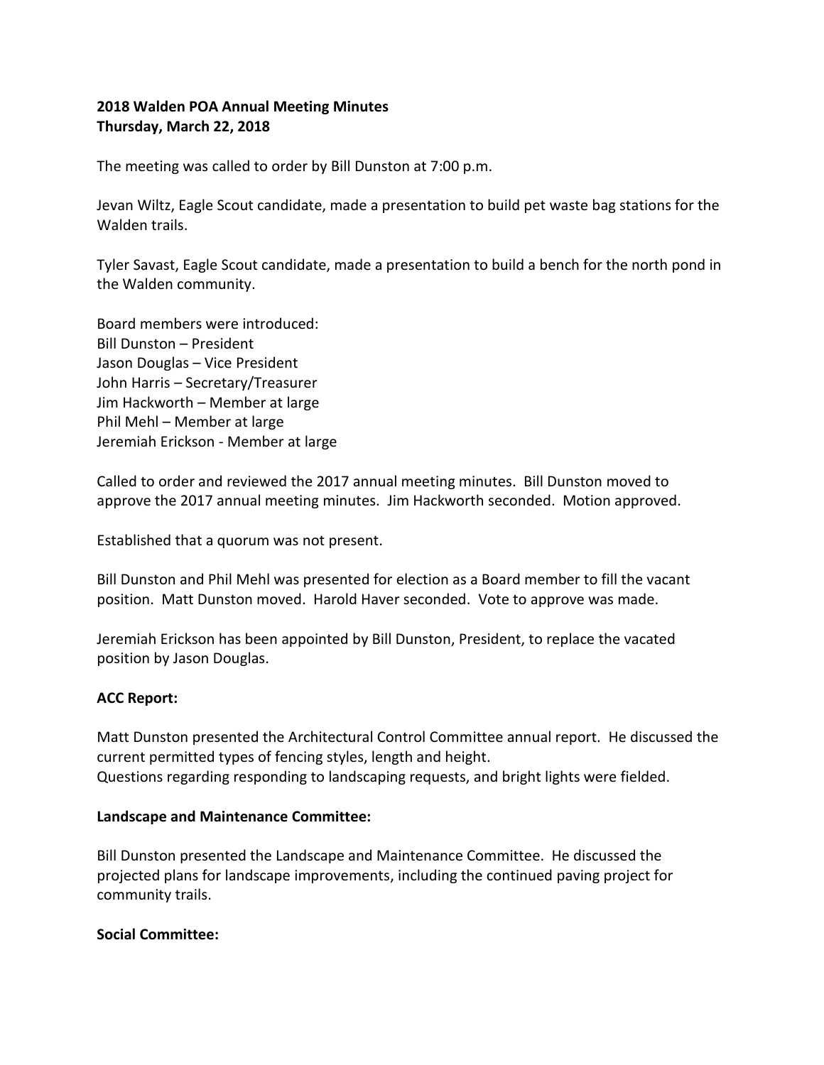**2018 Walden POA Annual Meeting Minutes**
**Thursday, March 22, 2018**

The meeting was called to order by Bill Dunston at 7:00 p.m.

Jevan Wiltz, Eagle Scout candidate, made a presentation to build pet waste bag stations for the Walden trails.

Tyler Savast, Eagle Scout candidate, made a presentation to build a bench for the north pond in the Walden community.

Board members were introduced:
Bill Dunston – President
Jason Douglas – Vice President
John Harris – Secretary/Treasurer
Jim Hackworth – Member at large
Phil Mehl – Member at large
Jeremiah Erickson - Member at large

Called to order and reviewed the 2017 annual meeting minutes. Bill Dunston moved to approve the 2017 annual meeting minutes. Jim Hackworth seconded. Motion approved.

Established that a quorum was not present.

Bill Dunston and Phil Mehl was presented for election as a Board member to fill the vacant position. Matt Dunston moved. Harold Haver seconded. Vote to approve was made.

Jeremiah Erickson has been appointed by Bill Dunston, President, to replace the vacated position by Jason Douglas.

**ACC Report:**

Matt Dunston presented the Architectural Control Committee annual report. He discussed the current permitted types of fencing styles, length and height.
Questions regarding responding to landscaping requests, and bright lights were fielded.

**Landscape and Maintenance Committee:**

Bill Dunston presented the Landscape and Maintenance Committee. He discussed the projected plans for landscape improvements, including the continued paving project for community trails.

**Social Committee:**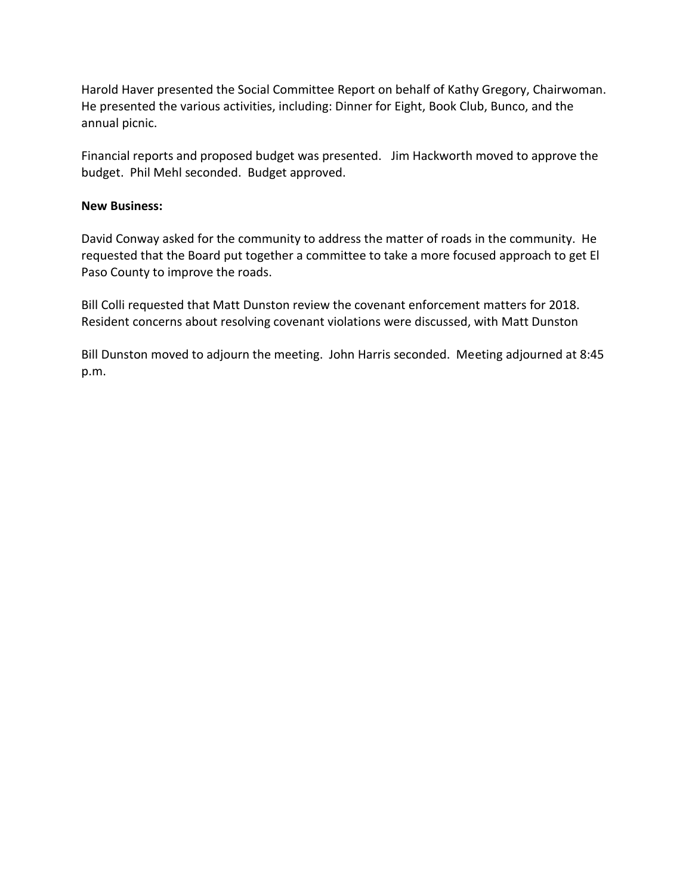Harold Haver presented the Social Committee Report on behalf of Kathy Gregory, Chairwoman. He presented the various activities, including: Dinner for Eight, Book Club, Bunco, and the annual picnic.

Financial reports and proposed budget was presented. Jim Hackworth moved to approve the budget. Phil Mehl seconded. Budget approved.

**New Business:**

David Conway asked for the community to address the matter of roads in the community. He requested that the Board put together a committee to take a more focused approach to get El Paso County to improve the roads.

Bill Colli requested that Matt Dunston review the covenant enforcement matters for 2018. Resident concerns about resolving covenant violations were discussed, with Matt Dunston

Bill Dunston moved to adjourn the meeting. John Harris seconded. Meeting adjourned at 8:45 p.m.